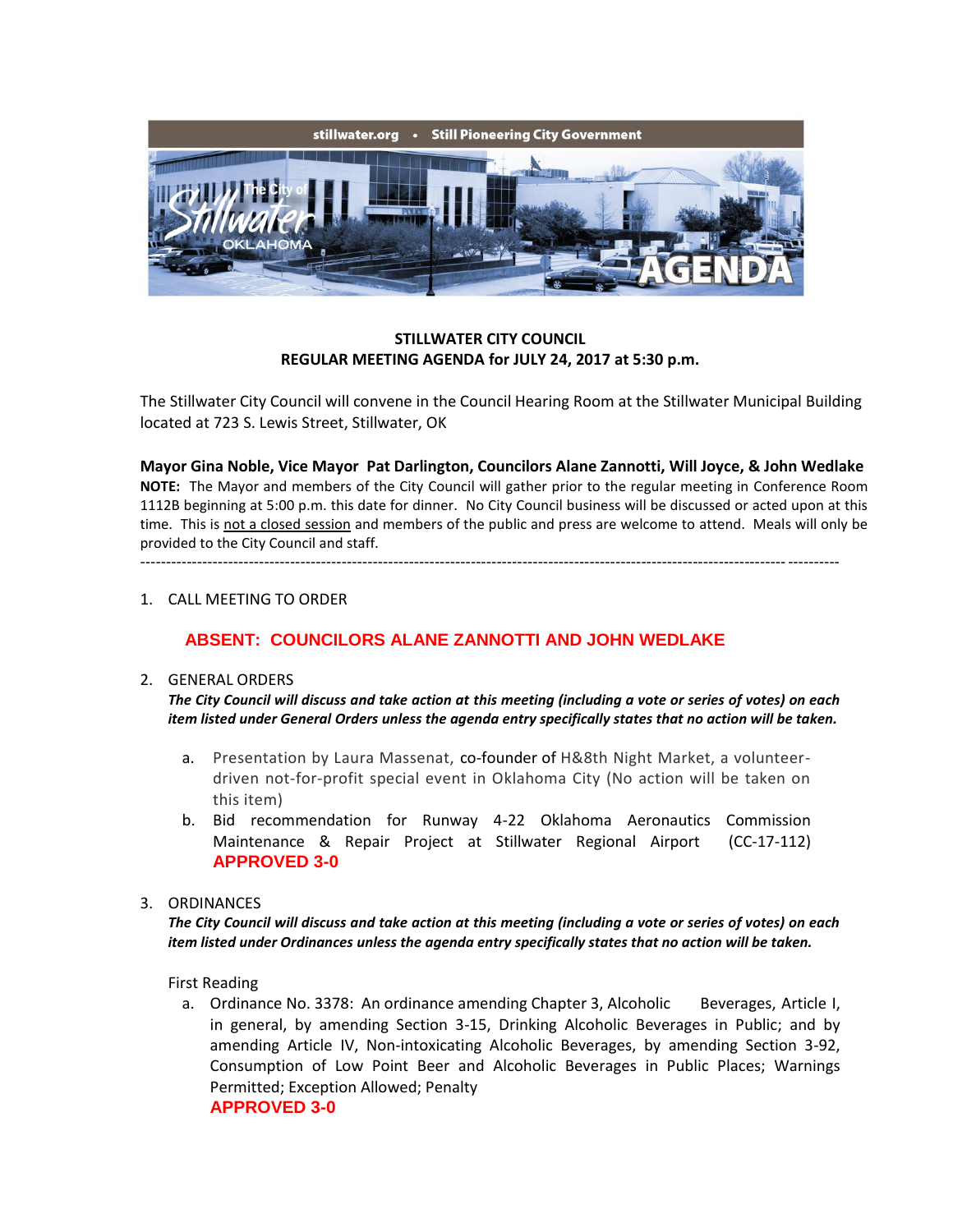stillwater.org • Still Pioneering City Government

# STILLWATER CITY COUNCIL
## REGULAR MEETING AGENDA for JULY 24, 2017 at 5:30 p.m.

The Stillwater City Council will convene in the Council Hearing Room at the Stillwater Municipal Building located at 723 S. Lewis Street, Stillwater, OK

**Mayor Gina Noble, Vice Mayor Pat Darlington, Councilors Alane Zannotti, Will Joyce, & John Wedlake**

**NOTE:** The Mayor and members of the City Council will gather prior to the regular meeting in Conference Room 1112B beginning at 5:00 p.m. this date for dinner. No City Council business will be discussed or acted upon at this time. This is not a closed session and members of the public and press are welcome to attend. Meals will only be provided to the City Council and staff.

---

1. CALL MEETING TO ORDER

   **ABSENT: COUNCILORS ALANE ZANNOTTI AND JOHN WEDLAKE**

2. GENERAL ORDERS

   ***The City Council will discuss and take action at this meeting (including a vote or series of votes) on each item listed under General Orders unless the agenda entry specifically states that no action will be taken.***

   a. Presentation by Laura Massenat, co-founder of H&8th Night Market, a volunteer-driven not-for-profit special event in Oklahoma City (No action will be taken on this item)

   b. Bid recommendation for Runway 4-22 Oklahoma Aeronautics Commission Maintenance & Repair Project at Stillwater Regional Airport (CC-17-112)
   **APPROVED 3-0**

3. ORDINANCES

   ***The City Council will discuss and take action at this meeting (including a vote or series of votes) on each item listed under Ordinances unless the agenda entry specifically states that no action will be taken.***

   First Reading

   a. Ordinance No. 3378: An ordinance amending Chapter 3, Alcoholic Beverages, Article I, in general, by amending Section 3-15, Drinking Alcoholic Beverages in Public; and by amending Article IV, Non-intoxicating Alcoholic Beverages, by amending Section 3-92, Consumption of Low Point Beer and Alcoholic Beverages in Public Places; Warnings Permitted; Exception Allowed; Penalty
   **APPROVED 3-0**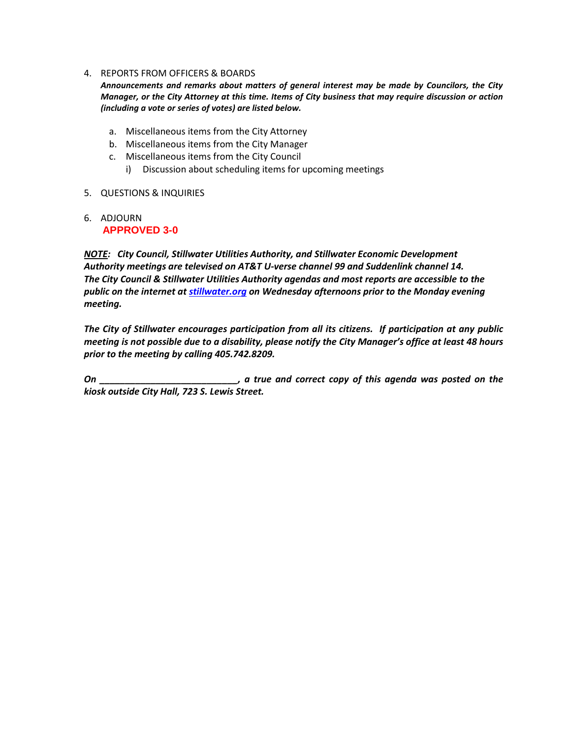4. REPORTS FROM OFFICERS & BOARDS
   ***Announcements and remarks about matters of general interest may be made by Councilors, the City Manager, or the City Attorney at this time. Items of City business that may require discussion or action (including a vote or series of votes) are listed below.***

   a. Miscellaneous items from the City Attorney
   b. Miscellaneous items from the City Manager
   c. Miscellaneous items from the City Council
      i) Discussion about scheduling items for upcoming meetings

5. QUESTIONS & INQUIRIES

6. ADJOURN
   **APPROVED 3-0**

***NOTE: City Council, Stillwater Utilities Authority, and Stillwater Economic Development Authority meetings are televised on AT&T U-verse channel 99 and Suddenlink channel 14. The City Council & Stillwater Utilities Authority agendas and most reports are accessible to the public on the internet at [stillwater.org](stillwater.org) on Wednesday afternoons prior to the Monday evening meeting.***

***The City of Stillwater encourages participation from all its citizens. If participation at any public meeting is not possible due to a disability, please notify the City Manager's office at least 48 hours prior to the meeting by calling 405.742.8209.***

***On ___________________________, a true and correct copy of this agenda was posted on the kiosk outside City Hall, 723 S. Lewis Street.***